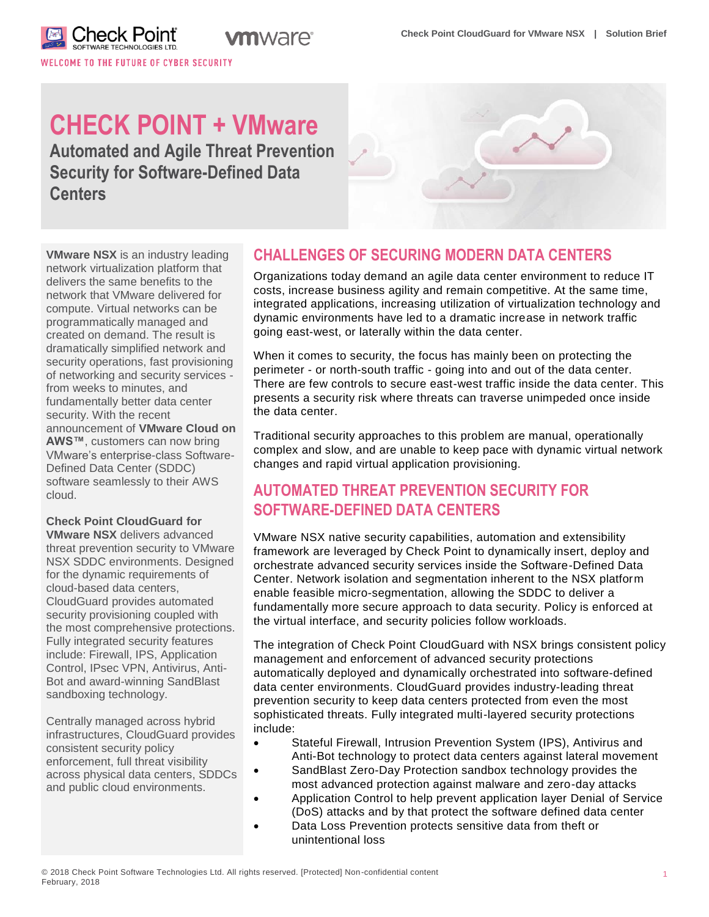# CHECK POINT + VMware

## Automated and Agile Threat Prevention Security for Software-Defined Data Centers

**VMware NSX** is an industry leading network virtualization platform that delivers the same benefits to the network that VMware delivered for compute. Virtual networks can be programmatically managed and created on demand. The result is dramatically simplified network and security operations, fast provisioning of networking and security services - from weeks to minutes, and fundamentally better data center security. With the recent announcement of **VMware Cloud on AWS™**, customers can now bring VMware's enterprise-class Software-Defined Data Center (SDDC) software seamlessly to their AWS cloud.

**Check Point CloudGuard for VMware NSX** delivers advanced threat prevention security to VMware NSX SDDC environments. Designed for the dynamic requirements of cloud-based data centers, CloudGuard provides automated security provisioning coupled with the most comprehensive protections. Fully integrated security features include: Firewall, IPS, Application Control, IPsec VPN, Antivirus, Anti-Bot and award-winning SandBlast sandboxing technology.

Centrally managed across hybrid infrastructures, CloudGuard provides consistent security policy enforcement, full threat visibility across physical data centers, SDDCs and public cloud environments.

## CHALLENGES OF SECURING MODERN DATA CENTERS

Organizations today demand an agile data center environment to reduce IT costs, increase business agility and remain competitive. At the same time, integrated applications, increasing utilization of virtualization technology and dynamic environments have led to a dramatic increase in network traffic going east-west, or laterally within the data center.

When it comes to security, the focus has mainly been on protecting the perimeter - or north-south traffic - going into and out of the data center. There are few controls to secure east-west traffic inside the data center. This presents a security risk where threats can traverse unimpeded once inside the data center.

Traditional security approaches to this problem are manual, operationally complex and slow, and are unable to keep pace with dynamic virtual network changes and rapid virtual application provisioning.

## AUTOMATED THREAT PREVENTION SECURITY FOR SOFTWARE-DEFINED DATA CENTERS

VMware NSX native security capabilities, automation and extensibility framework are leveraged by Check Point to dynamically insert, deploy and orchestrate advanced security services inside the Software-Defined Data Center. Network isolation and segmentation inherent to the NSX platform enable feasible micro-segmentation, allowing the SDDC to deliver a fundamentally more secure approach to data security. Policy is enforced at the virtual interface, and security policies follow workloads.

The integration of Check Point CloudGuard with NSX brings consistent policy management and enforcement of advanced security protections automatically deployed and dynamically orchestrated into software-defined data center environments. CloudGuard provides industry-leading threat prevention security to keep data centers protected from even the most sophisticated threats. Fully integrated multi-layered security protections include:

- Stateful Firewall, Intrusion Prevention System (IPS), Antivirus and Anti-Bot technology to protect data centers against lateral movement
- SandBlast Zero-Day Protection sandbox technology provides the most advanced protection against malware and zero-day attacks
- Application Control to help prevent application layer Denial of Service (DoS) attacks and by that protect the software defined data center
- Data Loss Prevention protects sensitive data from theft or unintentional loss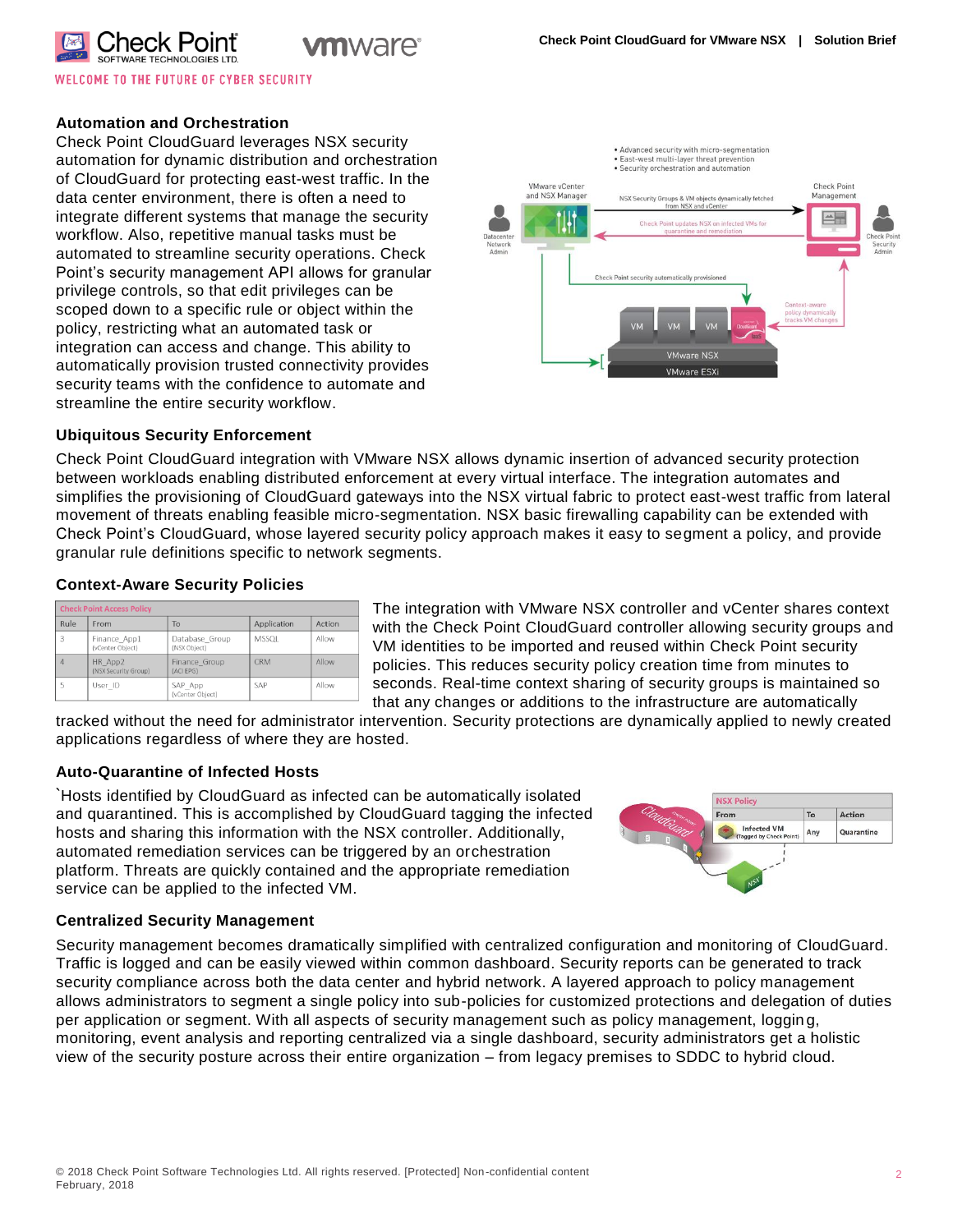## Automation and Orchestration

Check Point CloudGuard leverages NSX security automation for dynamic distribution and orchestration of CloudGuard for protecting east-west traffic. In the data center environment, there is often a need to integrate different systems that manage the security workflow. Also, repetitive manual tasks must be automated to streamline security operations. Check Point's security management API allows for granular privilege controls, so that edit privileges can be scoped down to a specific rule or object within the policy, restricting what an automated task or integration can access and change. This ability to automatically provision trusted connectivity provides security teams with the confidence to automate and streamline the entire security workflow.

## Ubiquitous Security Enforcement

Check Point CloudGuard integration with VMware NSX allows dynamic insertion of advanced security protection between workloads enabling distributed enforcement at every virtual interface. The integration automates and simplifies the provisioning of CloudGuard gateways into the NSX virtual fabric to protect east-west traffic from lateral movement of threats enabling feasible micro-segmentation. NSX basic firewalling capability can be extended with Check Point's CloudGuard, whose layered security policy approach makes it easy to segment a policy, and provide granular rule definitions specific to network segments.

## Context-Aware Security Policies

| Check Point Access Policy | | | | |
|---|---|---|---|---|
| Rule | From | To | Application | Action |
| 3 | Finance_App1 (vCenter Object) | Database_Group (NSX Object) | MSSQL | Allow |
| 4 | HR_App2 (NSX Security Group) | Finance_Group (ACI EPG) | CRM | Allow |
| 5 | User_ID | SAP_App (vCenter Object) | SAP | Allow |

The integration with VMware NSX controller and vCenter shares context with the Check Point CloudGuard controller allowing security groups and VM identities to be imported and reused within Check Point security policies. This reduces security policy creation time from minutes to seconds. Real-time context sharing of security groups is maintained so that any changes or additions to the infrastructure are automatically tracked without the need for administrator intervention. Security protections are dynamically applied to newly created applications regardless of where they are hosted.

## Auto-Quarantine of Infected Hosts

`Hosts identified by CloudGuard as infected can be automatically isolated and quarantined. This is accomplished by CloudGuard tagging the infected hosts and sharing this information with the NSX controller. Additionally, automated remediation services can be triggered by an orchestration platform. Threats are quickly contained and the appropriate remediation service can be applied to the infected VM.

| NSX Policy | | |
|---|---|---|
| From | To | Action |
| Infected VM (Tagged by Check Point) | Any | Quarantine |

## Centralized Security Management

Security management becomes dramatically simplified with centralized configuration and monitoring of CloudGuard. Traffic is logged and can be easily viewed within common dashboard. Security reports can be generated to track security compliance across both the data center and hybrid network. A layered approach to policy management allows administrators to segment a single policy into sub-policies for customized protections and delegation of duties per application or segment. With all aspects of security management such as policy management, logging, monitoring, event analysis and reporting centralized via a single dashboard, security administrators get a holistic view of the security posture across their entire organization – from legacy premises to SDDC to hybrid cloud.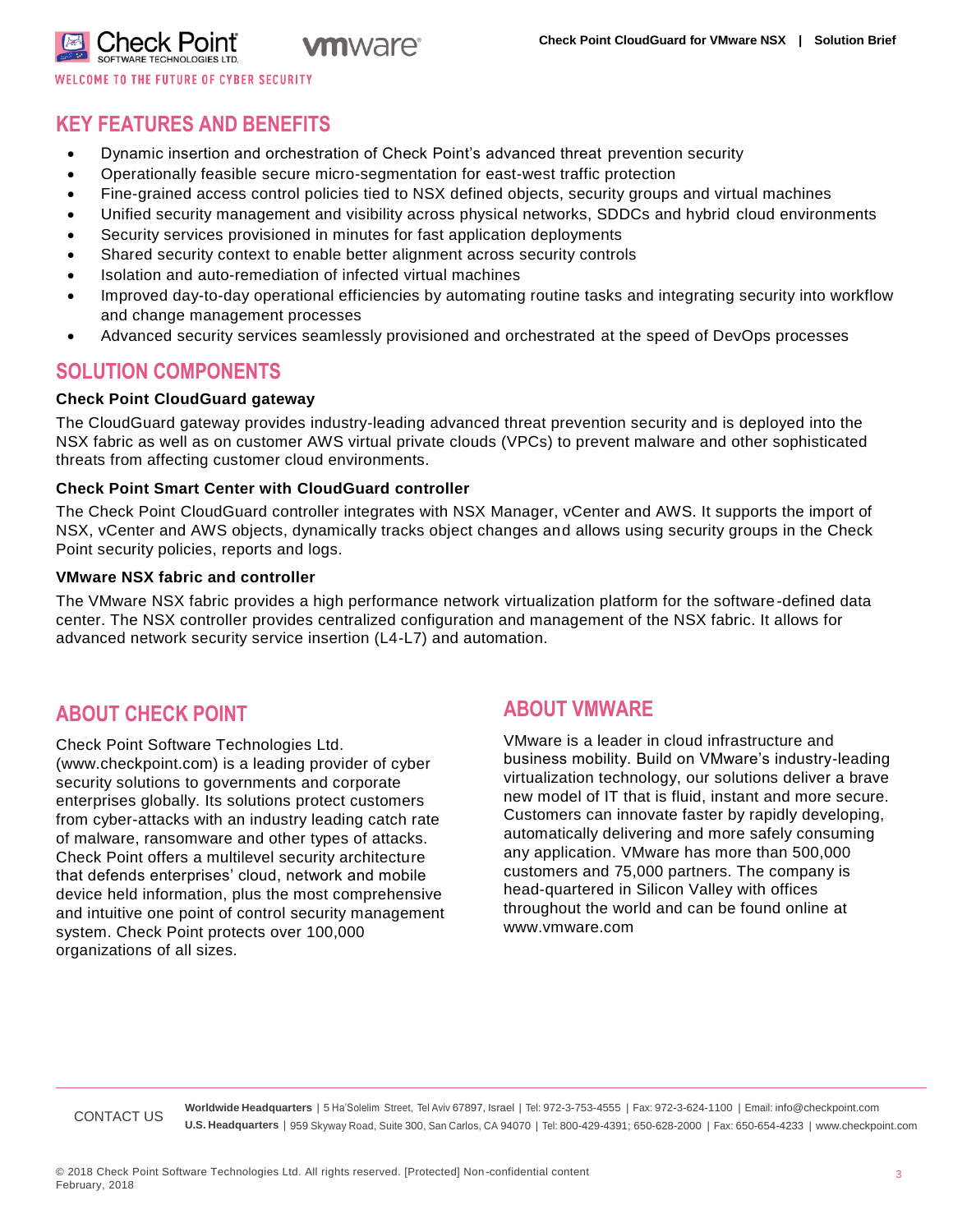## KEY FEATURES AND BENEFITS

- Dynamic insertion and orchestration of Check Point's advanced threat prevention security
- Operationally feasible secure micro-segmentation for east-west traffic protection
- Fine-grained access control policies tied to NSX defined objects, security groups and virtual machines
- Unified security management and visibility across physical networks, SDDCs and hybrid cloud environments
- Security services provisioned in minutes for fast application deployments
- Shared security context to enable better alignment across security controls
- Isolation and auto-remediation of infected virtual machines
- Improved day-to-day operational efficiencies by automating routine tasks and integrating security into workflow and change management processes
- Advanced security services seamlessly provisioned and orchestrated at the speed of DevOps processes

## SOLUTION COMPONENTS

### Check Point CloudGuard gateway

The CloudGuard gateway provides industry-leading advanced threat prevention security and is deployed into the NSX fabric as well as on customer AWS virtual private clouds (VPCs) to prevent malware and other sophisticated threats from affecting customer cloud environments.

### Check Point Smart Center with CloudGuard controller

The Check Point CloudGuard controller integrates with NSX Manager, vCenter and AWS. It supports the import of NSX, vCenter and AWS objects, dynamically tracks object changes and allows using security groups in the Check Point security policies, reports and logs.

### VMware NSX fabric and controller

The VMware NSX fabric provides a high performance network virtualization platform for the software-defined data center. The NSX controller provides centralized configuration and management of the NSX fabric. It allows for advanced network security service insertion (L4-L7) and automation.

## ABOUT CHECK POINT

Check Point Software Technologies Ltd. (www.checkpoint.com) is a leading provider of cyber security solutions to governments and corporate enterprises globally. Its solutions protect customers from cyber-attacks with an industry leading catch rate of malware, ransomware and other types of attacks. Check Point offers a multilevel security architecture that defends enterprises' cloud, network and mobile device held information, plus the most comprehensive and intuitive one point of control security management system. Check Point protects over 100,000 organizations of all sizes.

## ABOUT VMWARE

VMware is a leader in cloud infrastructure and business mobility. Build on VMware's industry-leading virtualization technology, our solutions deliver a brave new model of IT that is fluid, instant and more secure. Customers can innovate faster by rapidly developing, automatically delivering and more safely consuming any application. VMware has more than 500,000 customers and 75,000 partners. The company is head-quartered in Silicon Valley with offices throughout the world and can be found online at www.vmware.com

CONTACT US

**Worldwide Headquarters** | 5 Ha'Solelim Street, Tel Aviv 67897, Israel | Tel: 972-3-753-4555 | Fax: 972-3-624-1100 | Email: info@checkpoint.com
**U.S. Headquarters** | 959 Skyway Road, Suite 300, San Carlos, CA 94070 | Tel: 800-429-4391; 650-628-2000 | Fax: 650-654-4233 | www.checkpoint.com

© 2018 Check Point Software Technologies Ltd. All rights reserved. [Protected] Non-confidential content
February, 2018